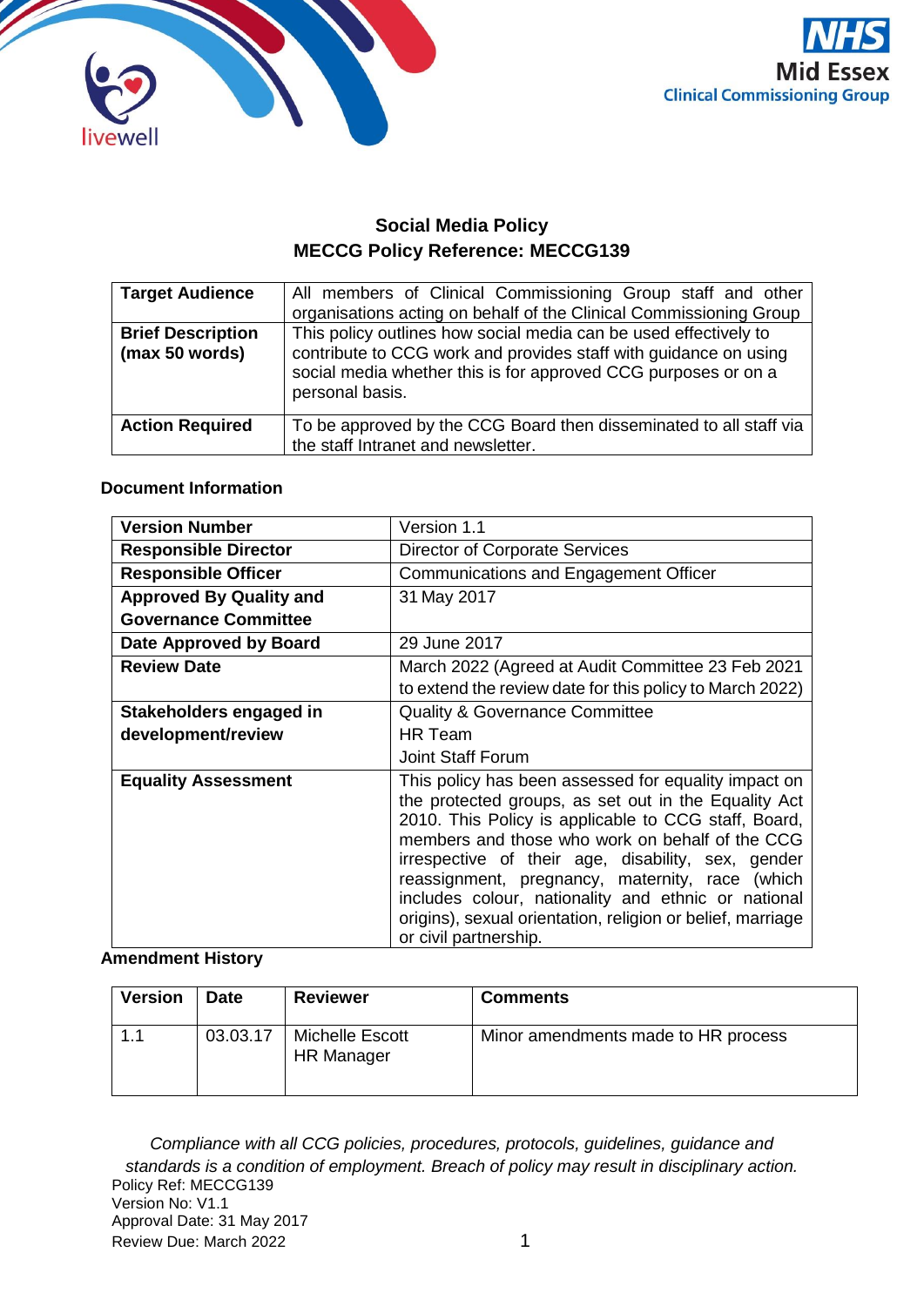# Social Media Policy
## MECCG Policy Reference: MECCG139

| **Target Audience** | All members of Clinical Commissioning Group staff and other organisations acting on behalf of the Clinical Commissioning Group |
|---|---|
| **Brief Description (max 50 words)** | This policy outlines how social media can be used effectively to contribute to CCG work and provides staff with guidance on using social media whether this is for approved CCG purposes or on a personal basis. |
| **Action Required** | To be approved by the CCG Board then disseminated to all staff via the staff Intranet and newsletter. |

**Document Information**

| **Version Number** | Version 1.1 |
|---|---|
| **Responsible Director** | Director of Corporate Services |
| **Responsible Officer** | Communications and Engagement Officer |
| **Approved By Quality and Governance Committee** | 31 May 2017 |
| **Date Approved by Board** | 29 June 2017 |
| **Review Date** | March 2022 (Agreed at Audit Committee 23 Feb 2021 to extend the review date for this policy to March 2022) |
| **Stakeholders engaged in development/review** | Quality & Governance Committee<br>HR Team<br>Joint Staff Forum |
| **Equality Assessment** | This policy has been assessed for equality impact on the protected groups, as set out in the Equality Act 2010. This Policy is applicable to CCG staff, Board, members and those who work on behalf of the CCG irrespective of their age, disability, sex, gender reassignment, pregnancy, maternity, race (which includes colour, nationality and ethnic or national origins), sexual orientation, religion or belief, marriage or civil partnership. |

**Amendment History**

| Version | Date | Reviewer | Comments |
|---|---|---|---|
| 1.1 | 03.03.17 | Michelle Escott<br>HR Manager | Minor amendments made to HR process |

*Compliance with all CCG policies, procedures, protocols, guidelines, guidance and standards is a condition of employment. Breach of policy may result in disciplinary action.*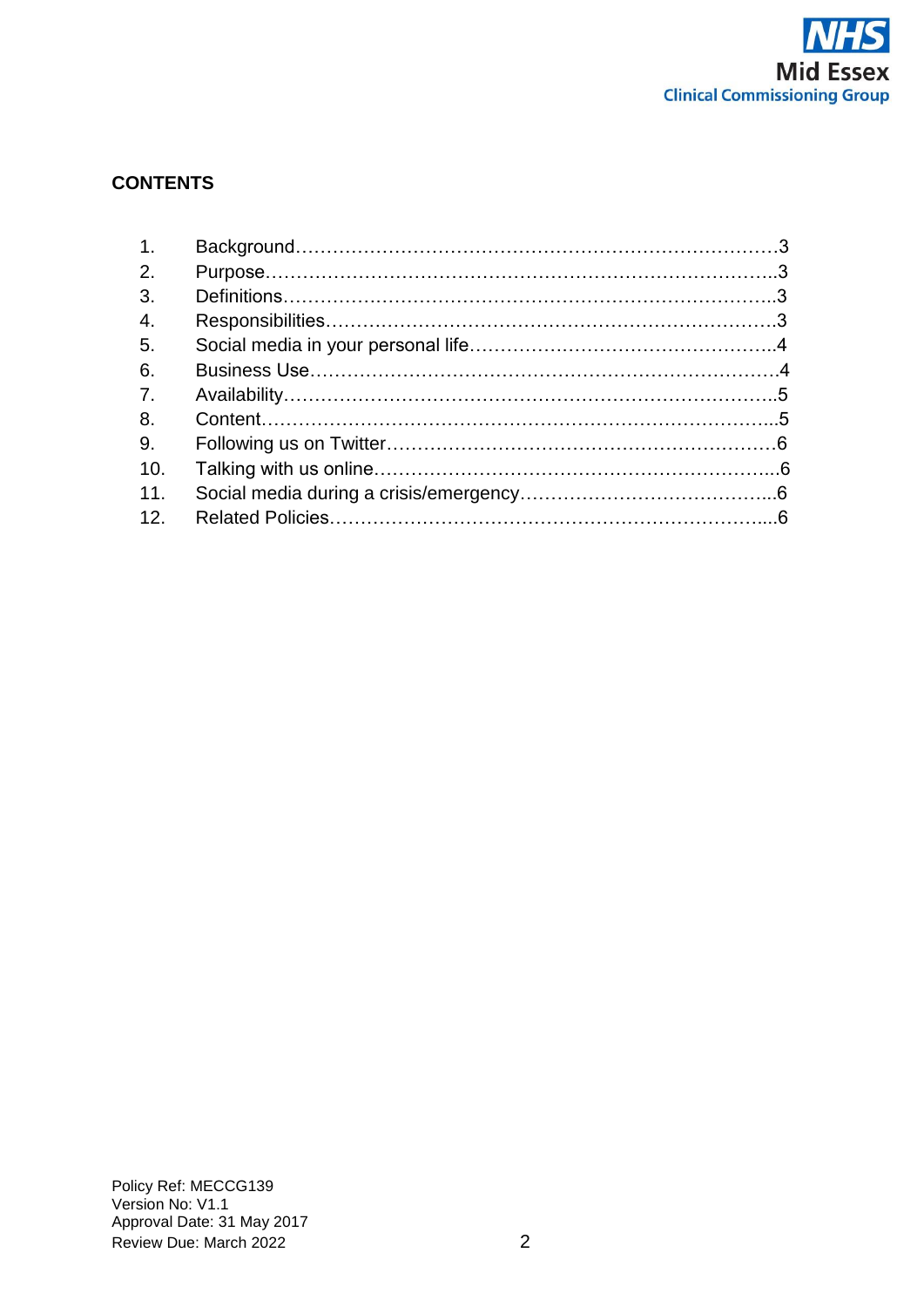## CONTENTS

1. Background…………………………………………………………………………3
2. Purpose……………………………………………………………………………..3
3. Definitions…………………………………………………………………………..3
4. Responsibilities…………………………………………………………………….3
5. Social media in your personal life……………………………………………..4
6. Business Use……………………………………………………………………….4
7. Availability…………………………………………………………………………..5
8. Content……………………………………………………………………………...5
9. Following us on Twitter…………………………………………………………6
10. Talking with us online……………………………………………………………..6
11. Social media during a crisis/emergency…………………………………….6
12. Related Policies…………………………………………………………………....6

Policy Ref: MECCG139
Version No: V1.1
Approval Date: 31 May 2017
Review Due: March 2022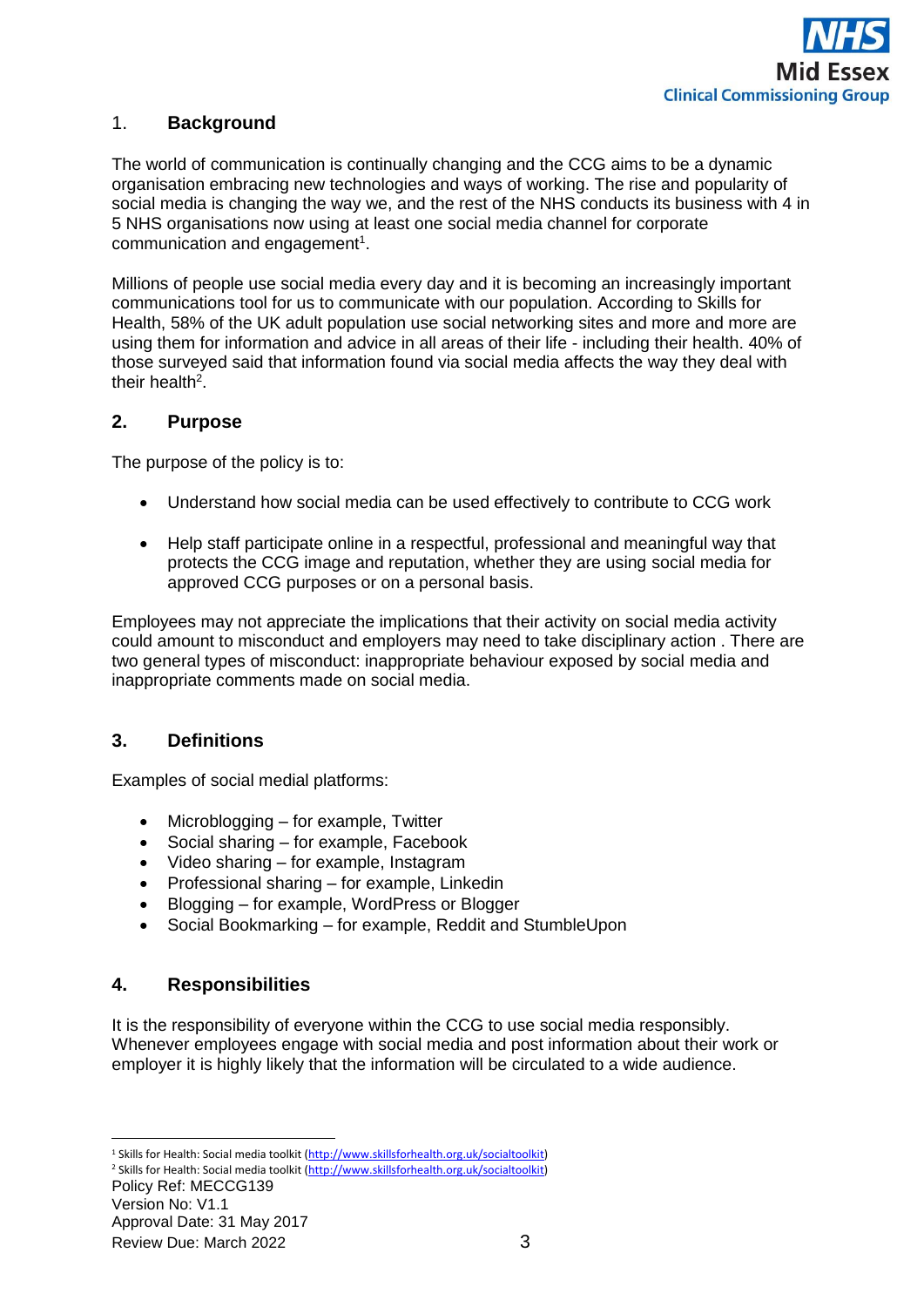## 1. Background

The world of communication is continually changing and the CCG aims to be a dynamic organisation embracing new technologies and ways of working. The rise and popularity of social media is changing the way we, and the rest of the NHS conducts its business with 4 in 5 NHS organisations now using at least one social media channel for corporate communication and engagement[1].

Millions of people use social media every day and it is becoming an increasingly important communications tool for us to communicate with our population. According to Skills for Health, 58% of the UK adult population use social networking sites and more and more are using them for information and advice in all areas of their life - including their health. 40% of those surveyed said that information found via social media affects the way they deal with their health[2].

## 2. Purpose

The purpose of the policy is to:

- Understand how social media can be used effectively to contribute to CCG work
- Help staff participate online in a respectful, professional and meaningful way that protects the CCG image and reputation, whether they are using social media for approved CCG purposes or on a personal basis.

Employees may not appreciate the implications that their activity on social media activity could amount to misconduct and employers may need to take disciplinary action . There are two general types of misconduct: inappropriate behaviour exposed by social media and inappropriate comments made on social media.

## 3. Definitions

Examples of social medial platforms:

- Microblogging – for example, Twitter
- Social sharing – for example, Facebook
- Video sharing – for example, Instagram
- Professional sharing – for example, Linkedin
- Blogging – for example, WordPress or Blogger
- Social Bookmarking – for example, Reddit and StumbleUpon

## 4. Responsibilities

It is the responsibility of everyone within the CCG to use social media responsibly. Whenever employees engage with social media and post information about their work or employer it is highly likely that the information will be circulated to a wide audience.

---

[1] Skills for Health: Social media toolkit (http://www.skillsforhealth.org.uk/socialtoolkit)

[2] Skills for Health: Social media toolkit (http://www.skillsforhealth.org.uk/socialtoolkit)

Policy Ref: MECCG139
Version No: V1.1
Approval Date: 31 May 2017
Review Due: March 2022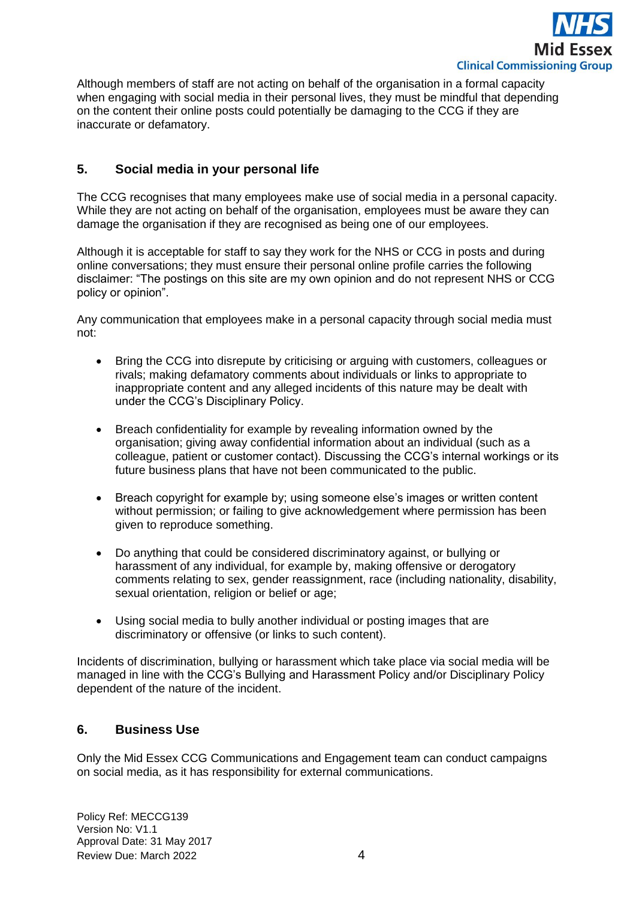Although members of staff are not acting on behalf of the organisation in a formal capacity when engaging with social media in their personal lives, they must be mindful that depending on the content their online posts could potentially be damaging to the CCG if they are inaccurate or defamatory.

## 5. Social media in your personal life

The CCG recognises that many employees make use of social media in a personal capacity. While they are not acting on behalf of the organisation, employees must be aware they can damage the organisation if they are recognised as being one of our employees.

Although it is acceptable for staff to say they work for the NHS or CCG in posts and during online conversations; they must ensure their personal online profile carries the following disclaimer: "The postings on this site are my own opinion and do not represent NHS or CCG policy or opinion".

Any communication that employees make in a personal capacity through social media must not:

- Bring the CCG into disrepute by criticising or arguing with customers, colleagues or rivals; making defamatory comments about individuals or links to appropriate to inappropriate content and any alleged incidents of this nature may be dealt with under the CCG's Disciplinary Policy.

- Breach confidentiality for example by revealing information owned by the organisation; giving away confidential information about an individual (such as a colleague, patient or customer contact). Discussing the CCG's internal workings or its future business plans that have not been communicated to the public.

- Breach copyright for example by; using someone else's images or written content without permission; or failing to give acknowledgement where permission has been given to reproduce something.

- Do anything that could be considered discriminatory against, or bullying or harassment of any individual, for example by, making offensive or derogatory comments relating to sex, gender reassignment, race (including nationality, disability, sexual orientation, religion or belief or age;

- Using social media to bully another individual or posting images that are discriminatory or offensive (or links to such content).

Incidents of discrimination, bullying or harassment which take place via social media will be managed in line with the CCG's Bullying and Harassment Policy and/or Disciplinary Policy dependent of the nature of the incident.

## 6. Business Use

Only the Mid Essex CCG Communications and Engagement team can conduct campaigns on social media, as it has responsibility for external communications.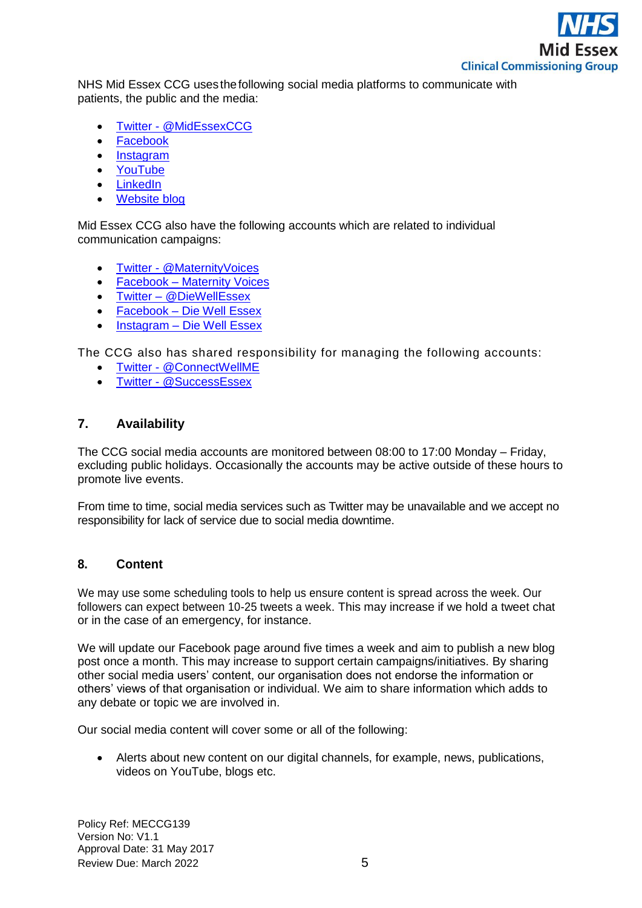NHS Mid Essex CCG uses the following social media platforms to communicate with patients, the public and the media:

- Twitter - @MidEssexCCG
- Facebook
- Instagram
- YouTube
- LinkedIn
- Website blog

Mid Essex CCG also have the following accounts which are related to individual communication campaigns:

- Twitter - @MaternityVoices
- Facebook – Maternity Voices
- Twitter – @DieWellEssex
- Facebook – Die Well Essex
- Instagram – Die Well Essex

The CCG also has shared responsibility for managing the following accounts:

- Twitter - @ConnectWellME
- Twitter - @SuccessEssex

## 7. Availability

The CCG social media accounts are monitored between 08:00 to 17:00 Monday – Friday, excluding public holidays. Occasionally the accounts may be active outside of these hours to promote live events.

From time to time, social media services such as Twitter may be unavailable and we accept no responsibility for lack of service due to social media downtime.

## 8. Content

We may use some scheduling tools to help us ensure content is spread across the week. Our followers can expect between 10-25 tweets a week. This may increase if we hold a tweet chat or in the case of an emergency, for instance.

We will update our Facebook page around five times a week and aim to publish a new blog post once a month. This may increase to support certain campaigns/initiatives. By sharing other social media users' content, our organisation does not endorse the information or others' views of that organisation or individual. We aim to share information which adds to any debate or topic we are involved in.

Our social media content will cover some or all of the following:

- Alerts about new content on our digital channels, for example, news, publications, videos on YouTube, blogs etc.

Policy Ref: MECCG139
Version No: V1.1
Approval Date: 31 May 2017
Review Due: March 2022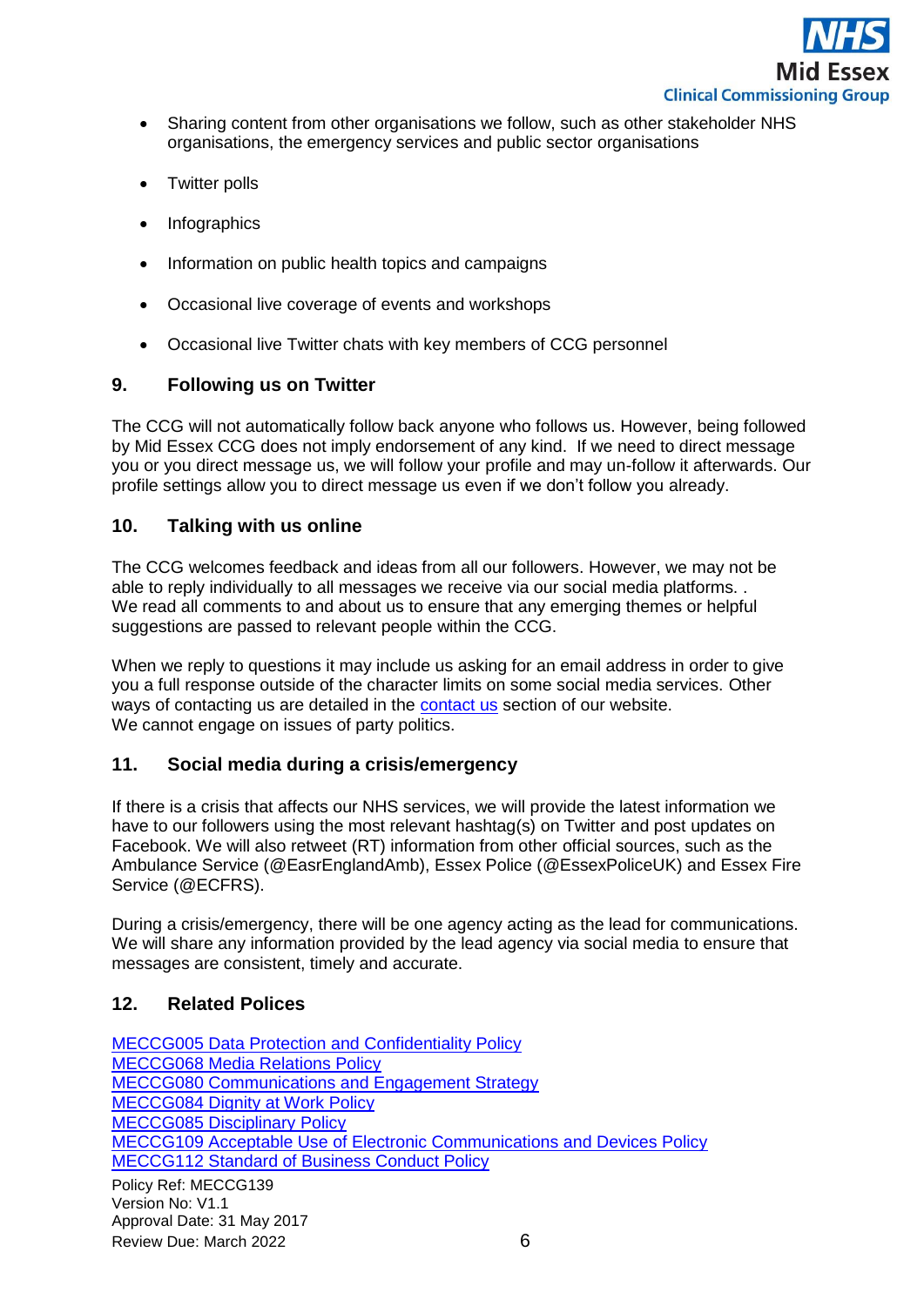- Sharing content from other organisations we follow, such as other stakeholder NHS organisations, the emergency services and public sector organisations
- Twitter polls
- Infographics
- Information on public health topics and campaigns
- Occasional live coverage of events and workshops
- Occasional live Twitter chats with key members of CCG personnel

## 9. Following us on Twitter

The CCG will not automatically follow back anyone who follows us. However, being followed by Mid Essex CCG does not imply endorsement of any kind. If we need to direct message you or you direct message us, we will follow your profile and may un-follow it afterwards. Our profile settings allow you to direct message us even if we don't follow you already.

## 10. Talking with us online

The CCG welcomes feedback and ideas from all our followers. However, we may not be able to reply individually to all messages we receive via our social media platforms. . We read all comments to and about us to ensure that any emerging themes or helpful suggestions are passed to relevant people within the CCG.

When we reply to questions it may include us asking for an email address in order to give you a full response outside of the character limits on some social media services. Other ways of contacting us are detailed in the contact us section of our website. We cannot engage on issues of party politics.

## 11. Social media during a crisis/emergency

If there is a crisis that affects our NHS services, we will provide the latest information we have to our followers using the most relevant hashtag(s) on Twitter and post updates on Facebook. We will also retweet (RT) information from other official sources, such as the Ambulance Service (@EasrEnglandAmb), Essex Police (@EssexPoliceUK) and Essex Fire Service (@ECFRS).

During a crisis/emergency, there will be one agency acting as the lead for communications. We will share any information provided by the lead agency via social media to ensure that messages are consistent, timely and accurate.

## 12. Related Polices

MECCG005 Data Protection and Confidentiality Policy
MECCG068 Media Relations Policy
MECCG080 Communications and Engagement Strategy
MECCG084 Dignity at Work Policy
MECCG085 Disciplinary Policy
MECCG109 Acceptable Use of Electronic Communications and Devices Policy
MECCG112 Standard of Business Conduct Policy

Policy Ref: MECCG139
Version No: V1.1
Approval Date: 31 May 2017
Review Due: March 2022